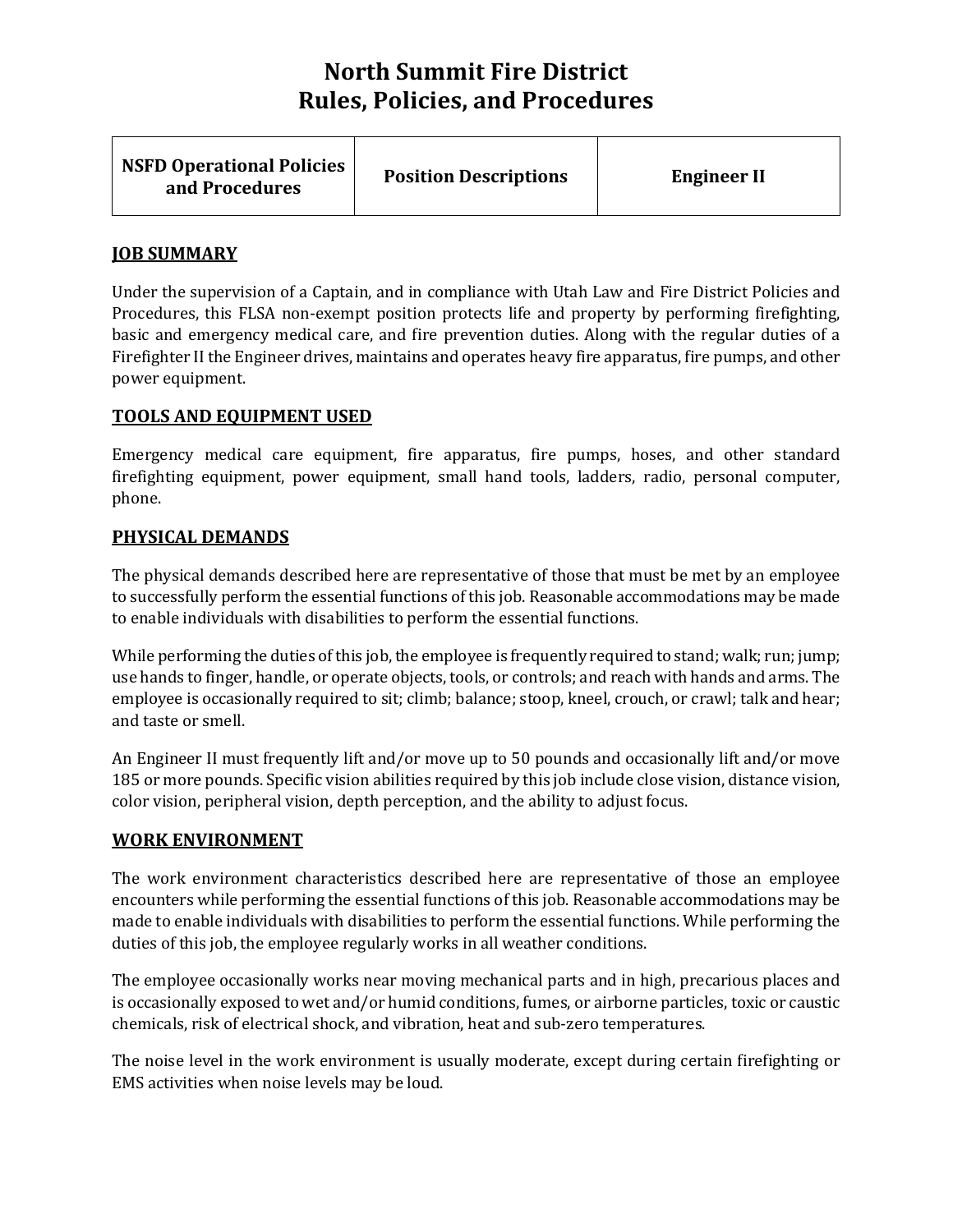# North Summit Fire District
# Rules, Policies, and Procedures

| NSFD Operational Policies and Procedures | Position Descriptions | Engineer II |
|---|---|---|

## JOB SUMMARY

Under the supervision of a Captain, and in compliance with Utah Law and Fire District Policies and Procedures, this FLSA non-exempt position protects life and property by performing firefighting, basic and emergency medical care, and fire prevention duties. Along with the regular duties of a Firefighter II the Engineer drives, maintains and operates heavy fire apparatus, fire pumps, and other power equipment.

## TOOLS AND EQUIPMENT USED

Emergency medical care equipment, fire apparatus, fire pumps, hoses, and other standard firefighting equipment, power equipment, small hand tools, ladders, radio, personal computer, phone.

## PHYSICAL DEMANDS

The physical demands described here are representative of those that must be met by an employee to successfully perform the essential functions of this job. Reasonable accommodations may be made to enable individuals with disabilities to perform the essential functions.

While performing the duties of this job, the employee is frequently required to stand; walk; run; jump; use hands to finger, handle, or operate objects, tools, or controls; and reach with hands and arms. The employee is occasionally required to sit; climb; balance; stoop, kneel, crouch, or crawl; talk and hear; and taste or smell.

An Engineer II must frequently lift and/or move up to 50 pounds and occasionally lift and/or move 185 or more pounds. Specific vision abilities required by this job include close vision, distance vision, color vision, peripheral vision, depth perception, and the ability to adjust focus.

## WORK ENVIRONMENT

The work environment characteristics described here are representative of those an employee encounters while performing the essential functions of this job. Reasonable accommodations may be made to enable individuals with disabilities to perform the essential functions. While performing the duties of this job, the employee regularly works in all weather conditions.

The employee occasionally works near moving mechanical parts and in high, precarious places and is occasionally exposed to wet and/or humid conditions, fumes, or airborne particles, toxic or caustic chemicals, risk of electrical shock, and vibration, heat and sub-zero temperatures.

The noise level in the work environment is usually moderate, except during certain firefighting or EMS activities when noise levels may be loud.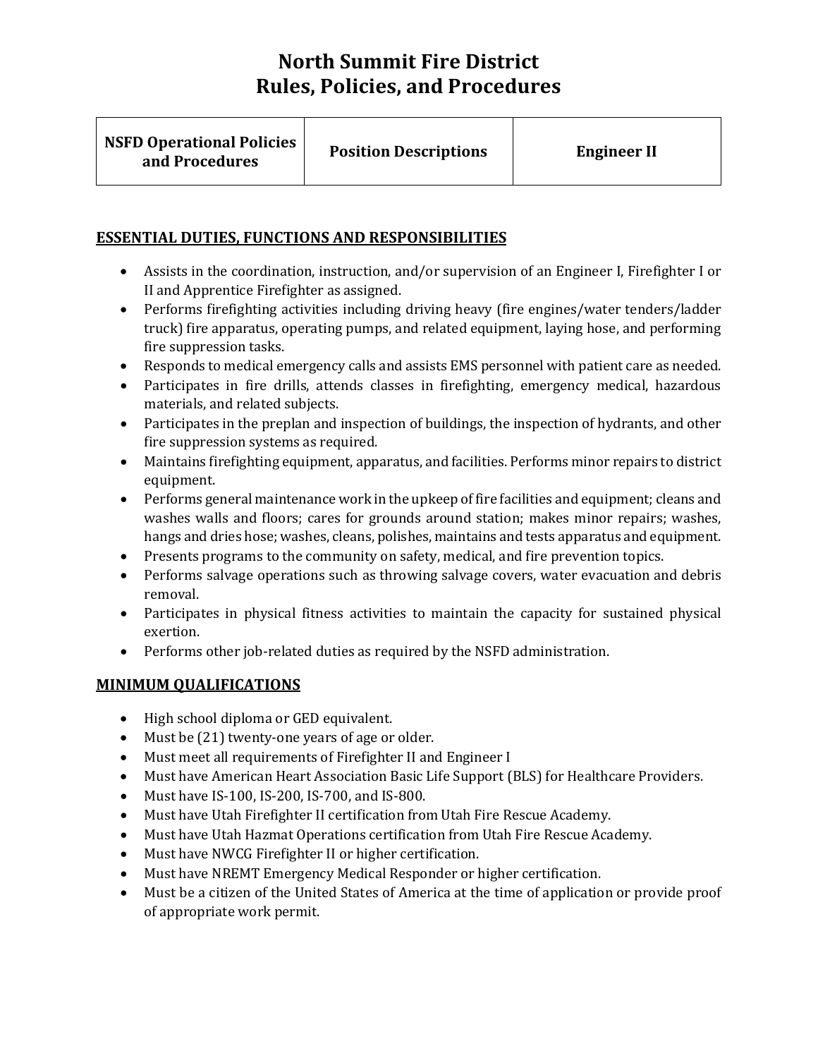# North Summit Fire District
# Rules, Policies, and Procedures

| NSFD Operational Policies and Procedures | Position Descriptions | Engineer II |
|---|---|---|

## ESSENTIAL DUTIES, FUNCTIONS AND RESPONSIBILITIES

- Assists in the coordination, instruction, and/or supervision of an Engineer I, Firefighter I or II and Apprentice Firefighter as assigned.
- Performs firefighting activities including driving heavy (fire engines/water tenders/ladder truck) fire apparatus, operating pumps, and related equipment, laying hose, and performing fire suppression tasks.
- Responds to medical emergency calls and assists EMS personnel with patient care as needed.
- Participates in fire drills, attends classes in firefighting, emergency medical, hazardous materials, and related subjects.
- Participates in the preplan and inspection of buildings, the inspection of hydrants, and other fire suppression systems as required.
- Maintains firefighting equipment, apparatus, and facilities. Performs minor repairs to district equipment.
- Performs general maintenance work in the upkeep of fire facilities and equipment; cleans and washes walls and floors; cares for grounds around station; makes minor repairs; washes, hangs and dries hose; washes, cleans, polishes, maintains and tests apparatus and equipment.
- Presents programs to the community on safety, medical, and fire prevention topics.
- Performs salvage operations such as throwing salvage covers, water evacuation and debris removal.
- Participates in physical fitness activities to maintain the capacity for sustained physical exertion.
- Performs other job-related duties as required by the NSFD administration.

## MINIMUM QUALIFICATIONS

- High school diploma or GED equivalent.
- Must be (21) twenty-one years of age or older.
- Must meet all requirements of Firefighter II and Engineer I
- Must have American Heart Association Basic Life Support (BLS) for Healthcare Providers.
- Must have IS-100, IS-200, IS-700, and IS-800.
- Must have Utah Firefighter II certification from Utah Fire Rescue Academy.
- Must have Utah Hazmat Operations certification from Utah Fire Rescue Academy.
- Must have NWCG Firefighter II or higher certification.
- Must have NREMT Emergency Medical Responder or higher certification.
- Must be a citizen of the United States of America at the time of application or provide proof of appropriate work permit.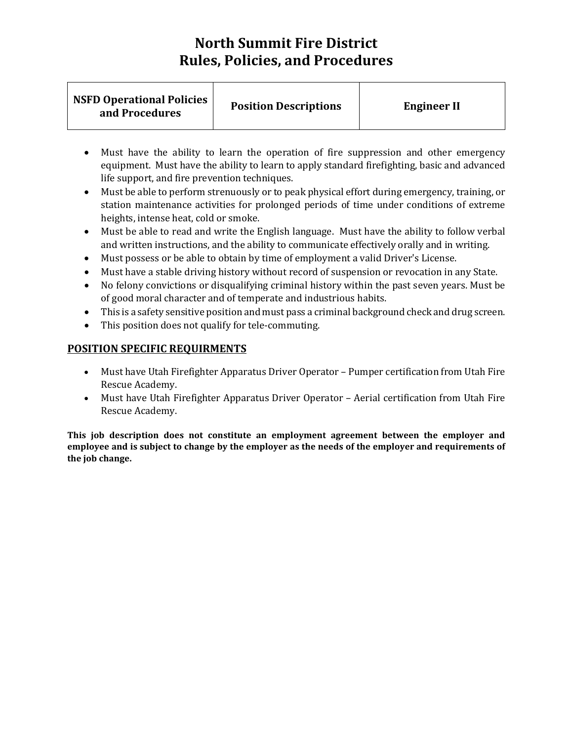# North Summit Fire District
# Rules, Policies, and Procedures

| NSFD Operational Policies and Procedures | Position Descriptions | Engineer II |
|---|---|---|

- Must have the ability to learn the operation of fire suppression and other emergency equipment. Must have the ability to learn to apply standard firefighting, basic and advanced life support, and fire prevention techniques.
- Must be able to perform strenuously or to peak physical effort during emergency, training, or station maintenance activities for prolonged periods of time under conditions of extreme heights, intense heat, cold or smoke.
- Must be able to read and write the English language. Must have the ability to follow verbal and written instructions, and the ability to communicate effectively orally and in writing.
- Must possess or be able to obtain by time of employment a valid Driver's License.
- Must have a stable driving history without record of suspension or revocation in any State.
- No felony convictions or disqualifying criminal history within the past seven years. Must be of good moral character and of temperate and industrious habits.
- This is a safety sensitive position and must pass a criminal background check and drug screen.
- This position does not qualify for tele-commuting.

## POSITION SPECIFIC REQUIRMENTS

- Must have Utah Firefighter Apparatus Driver Operator – Pumper certification from Utah Fire Rescue Academy.
- Must have Utah Firefighter Apparatus Driver Operator – Aerial certification from Utah Fire Rescue Academy.

**This job description does not constitute an employment agreement between the employer and employee and is subject to change by the employer as the needs of the employer and requirements of the job change.**